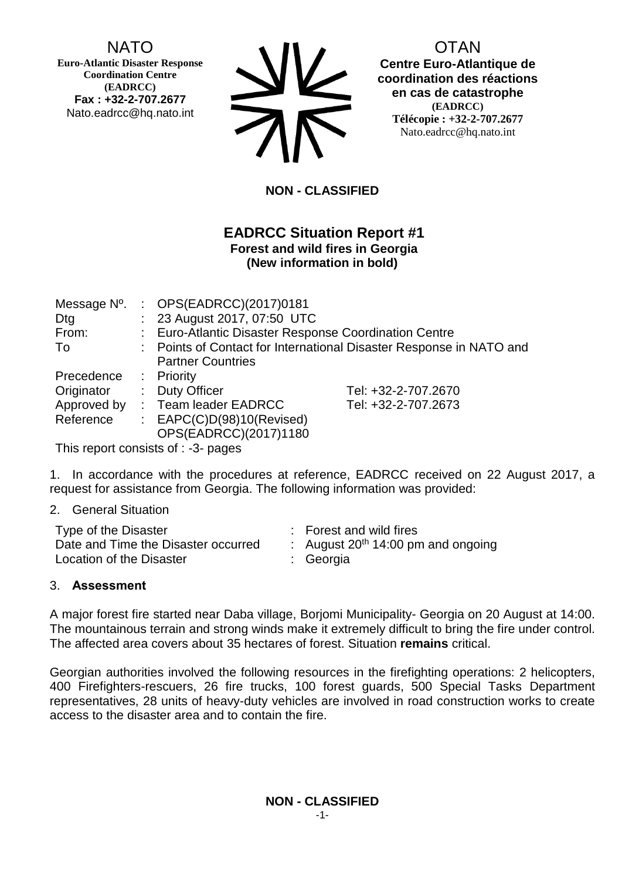NATO
**Euro-Atlantic Disaster Response Coordination Centre (EADRCC)**
**Fax : +32-2-707.2677**
Nato.eadrcc@hq.nato.int

OTAN
**Centre Euro-Atlantique de coordination des réactions en cas de catastrophe**
**(EADRCC)**
**Télécopie : +32-2-707.2677**
Nato.eadrcc@hq.nato.int

**NON - CLASSIFIED**

## EADRCC Situation Report #1

**Forest and wild fires in Georgia**
**(New information in bold)**

| | | | |
|---|---|---|---|
| Message Nº. | : | OPS(EADRCC)(2017)0181 | |
| Dtg | : | 23 August 2017, 07:50 UTC | |
| From: | : | Euro-Atlantic Disaster Response Coordination Centre | |
| To | : | Points of Contact for International Disaster Response in NATO and Partner Countries | |
| Precedence | : | Priority | |
| Originator | : | Duty Officer | Tel: +32-2-707.2670 |
| Approved by | : | Team leader EADRCC | Tel: +32-2-707.2673 |
| Reference | : | EAPC(C)D(98)10(Revised) OPS(EADRCC)(2017)1180 | |

This report consists of : -3- pages

1. In accordance with the procedures at reference, EADRCC received on 22 August 2017, a request for assistance from Georgia. The following information was provided:

2. General Situation

| | | |
|---|---|---|
| Type of the Disaster | : | Forest and wild fires |
| Date and Time the Disaster occurred | : | August 20th 14:00 pm and ongoing |
| Location of the Disaster | : | Georgia |

3. **Assessment**

A major forest fire started near Daba village, Borjomi Municipality- Georgia on 20 August at 14:00. The mountainous terrain and strong winds make it extremely difficult to bring the fire under control. The affected area covers about 35 hectares of forest. Situation **remains** critical.

Georgian authorities involved the following resources in the firefighting operations: 2 helicopters, 400 Firefighters-rescuers, 26 fire trucks, 100 forest guards, 500 Special Tasks Department representatives, 28 units of heavy-duty vehicles are involved in road construction works to create access to the disaster area and to contain the fire.

**NON - CLASSIFIED**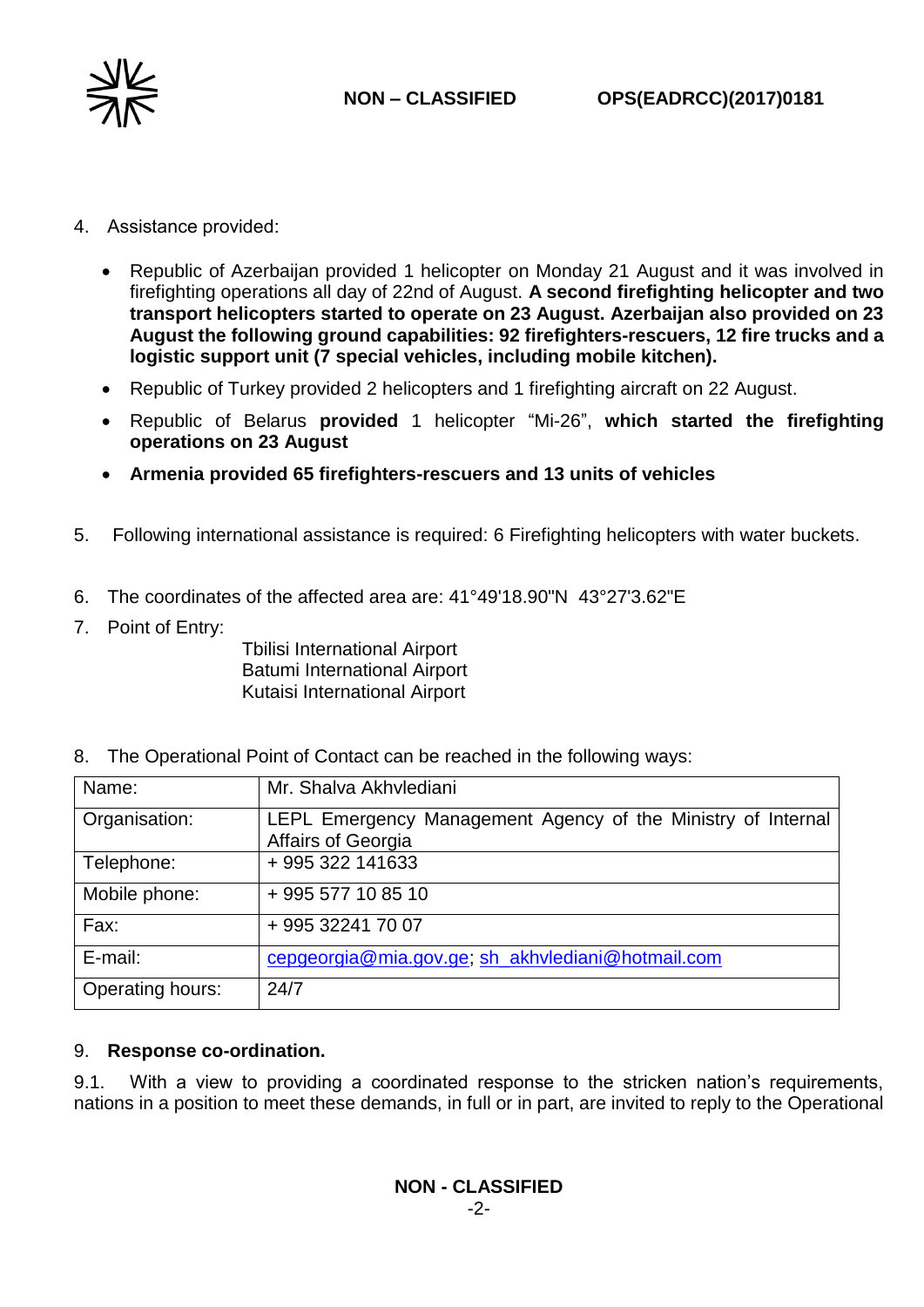4. Assistance provided:

    - Republic of Azerbaijan provided 1 helicopter on Monday 21 August and it was involved in firefighting operations all day of 22nd of August. **A second firefighting helicopter and two transport helicopters started to operate on 23 August. Azerbaijan also provided on 23 August the following ground capabilities: 92 firefighters-rescuers, 12 fire trucks and a logistic support unit (7 special vehicles, including mobile kitchen).**
    - Republic of Turkey provided 2 helicopters and 1 firefighting aircraft on 22 August.
    - Republic of Belarus **provided** 1 helicopter "Mi-26", **which started the firefighting operations on 23 August**
    - **Armenia provided 65 firefighters-rescuers and 13 units of vehicles**

5. Following international assistance is required: 6 Firefighting helicopters with water buckets.

6. The coordinates of the affected area are: 41°49'18.90"N 43°27'3.62"E

7. Point of Entry:

    Tbilisi International Airport
    Batumi International Airport
    Kutaisi International Airport

8. The Operational Point of Contact can be reached in the following ways:

| Name: | Mr. Shalva Akhvlediani |
|---|---|
| Organisation: | LEPL Emergency Management Agency of the Ministry of Internal Affairs of Georgia |
| Telephone: | + 995 322 141633 |
| Mobile phone: | + 995 577 10 85 10 |
| Fax: | + 995 32241 70 07 |
| E-mail: | cepgeorgia@mia.gov.ge; sh_akhvlediani@hotmail.com |
| Operating hours: | 24/7 |

9. **Response co-ordination.**

9.1. With a view to providing a coordinated response to the stricken nation's requirements, nations in a position to meet these demands, in full or in part, are invited to reply to the Operational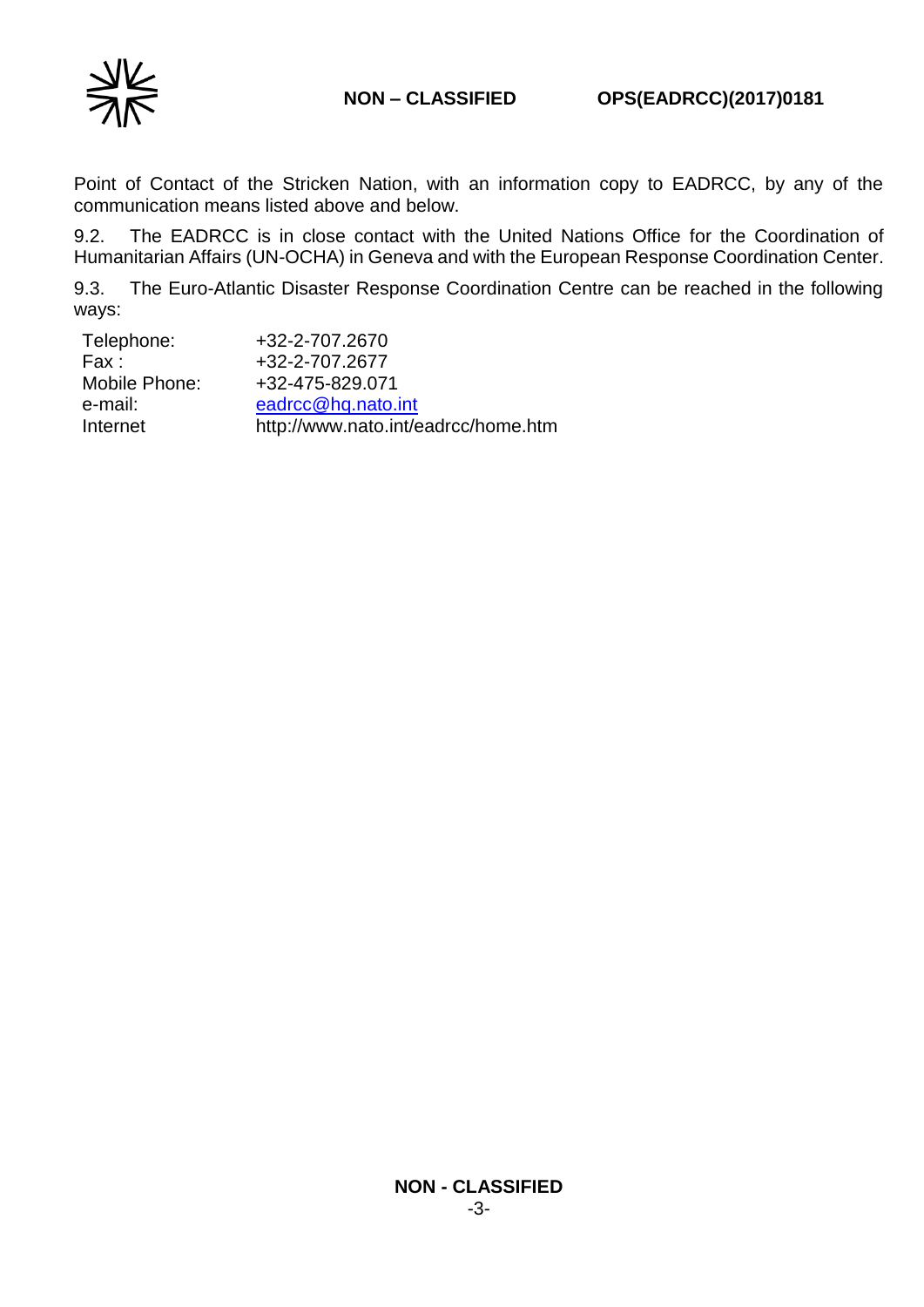Point of Contact of the Stricken Nation, with an information copy to EADRCC, by any of the communication means listed above and below.

9.2. The EADRCC is in close contact with the United Nations Office for the Coordination of Humanitarian Affairs (UN-OCHA) in Geneva and with the European Response Coordination Center.

9.3. The Euro-Atlantic Disaster Response Coordination Centre can be reached in the following ways:

| | |
|---|---|
| Telephone: | +32-2-707.2670 |
| Fax : | +32-2-707.2677 |
| Mobile Phone: | +32-475-829.071 |
| e-mail: | eadrcc@hq.nato.int |
| Internet | http://www.nato.int/eadrcc/home.htm |